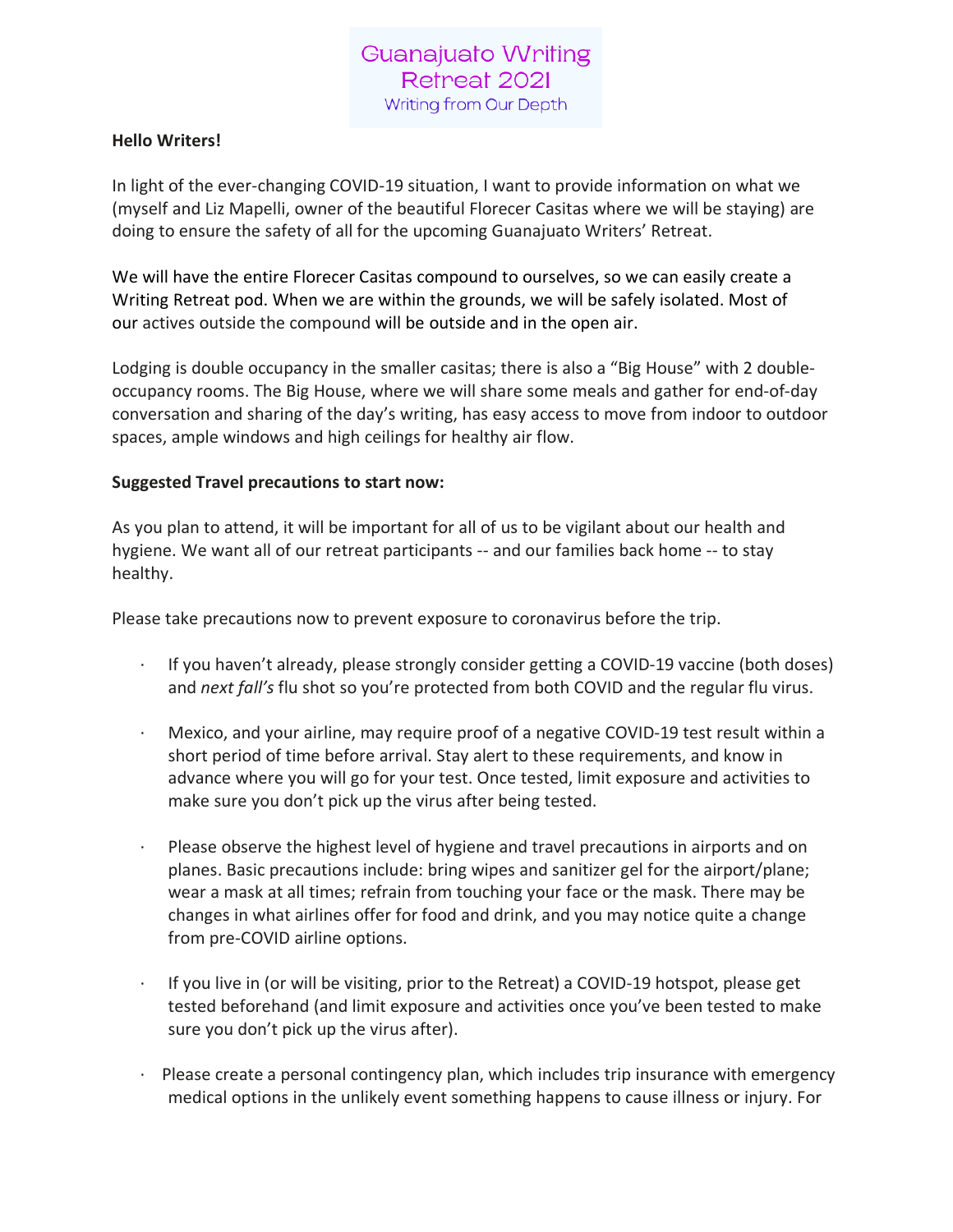# Guanajuato Writing Retreat 2021

Writing from Our Depth

**Hello Writers!**

In light of the ever-changing COVID-19 situation, I want to provide information on what we (myself and Liz Mapelli, owner of the beautiful Florecer Casitas where we will be staying) are doing to ensure the safety of all for the upcoming Guanajuato Writers' Retreat.

We will have the entire Florecer Casitas compound to ourselves, so we can easily create a Writing Retreat pod. When we are within the grounds, we will be safely isolated. Most of our actives outside the compound will be outside and in the open air.

Lodging is double occupancy in the smaller casitas; there is also a "Big House" with 2 double-occupancy rooms. The Big House, where we will share some meals and gather for end-of-day conversation and sharing of the day's writing, has easy access to move from indoor to outdoor spaces, ample windows and high ceilings for healthy air flow.

**Suggested Travel precautions to start now:**

As you plan to attend, it will be important for all of us to be vigilant about our health and hygiene. We want all of our retreat participants -- and our families back home -- to stay healthy.

Please take precautions now to prevent exposure to coronavirus before the trip.

- If you haven't already, please strongly consider getting a COVID-19 vaccine (both doses) and *next fall's* flu shot so you're protected from both COVID and the regular flu virus.
- Mexico, and your airline, may require proof of a negative COVID-19 test result within a short period of time before arrival. Stay alert to these requirements, and know in advance where you will go for your test. Once tested, limit exposure and activities to make sure you don't pick up the virus after being tested.
- Please observe the highest level of hygiene and travel precautions in airports and on planes. Basic precautions include: bring wipes and sanitizer gel for the airport/plane; wear a mask at all times; refrain from touching your face or the mask. There may be changes in what airlines offer for food and drink, and you may notice quite a change from pre-COVID airline options.
- If you live in (or will be visiting, prior to the Retreat) a COVID-19 hotspot, please get tested beforehand (and limit exposure and activities once you've been tested to make sure you don't pick up the virus after).
- Please create a personal contingency plan, which includes trip insurance with emergency medical options in the unlikely event something happens to cause illness or injury. For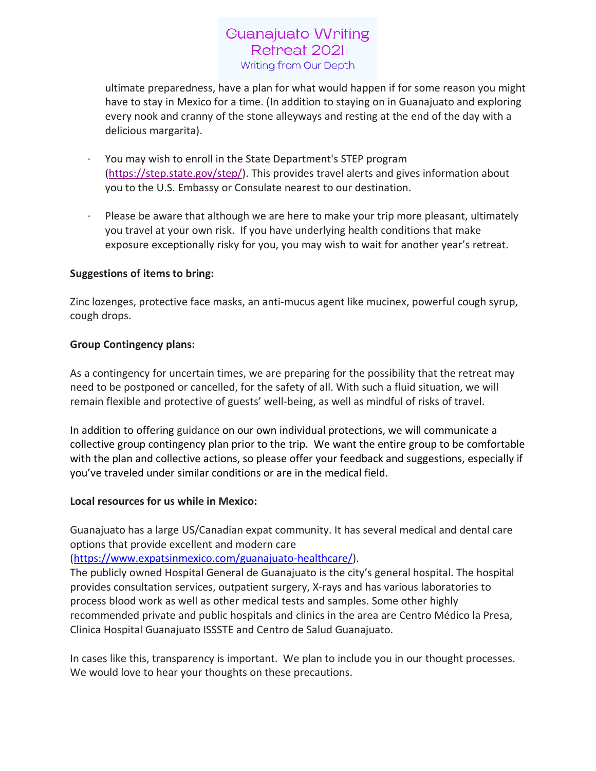ultimate preparedness, have a plan for what would happen if for some reason you might have to stay in Mexico for a time. (In addition to staying on in Guanajuato and exploring every nook and cranny of the stone alleyways and resting at the end of the day with a delicious margarita).

- You may wish to enroll in the State Department's STEP program (https://step.state.gov/step/). This provides travel alerts and gives information about you to the U.S. Embassy or Consulate nearest to our destination.

- Please be aware that although we are here to make your trip more pleasant, ultimately you travel at your own risk. If you have underlying health conditions that make exposure exceptionally risky for you, you may wish to wait for another year's retreat.

**Suggestions of items to bring:**

Zinc lozenges, protective face masks, an anti-mucus agent like mucinex, powerful cough syrup, cough drops.

**Group Contingency plans:**

As a contingency for uncertain times, we are preparing for the possibility that the retreat may need to be postponed or cancelled, for the safety of all. With such a fluid situation, we will remain flexible and protective of guests' well-being, as well as mindful of risks of travel.

In addition to offering guidance on our own individual protections, we will communicate a collective group contingency plan prior to the trip. We want the entire group to be comfortable with the plan and collective actions, so please offer your feedback and suggestions, especially if you've traveled under similar conditions or are in the medical field.

**Local resources for us while in Mexico:**

Guanajuato has a large US/Canadian expat community. It has several medical and dental care options that provide excellent and modern care (https://www.expatsinmexico.com/guanajuato-healthcare/).
The publicly owned Hospital General de Guanajuato is the city's general hospital. The hospital provides consultation services, outpatient surgery, X-rays and has various laboratories to process blood work as well as other medical tests and samples. Some other highly recommended private and public hospitals and clinics in the area are Centro Médico la Presa, Clinica Hospital Guanajuato ISSSTE and Centro de Salud Guanajuato.

In cases like this, transparency is important. We plan to include you in our thought processes. We would love to hear your thoughts on these precautions.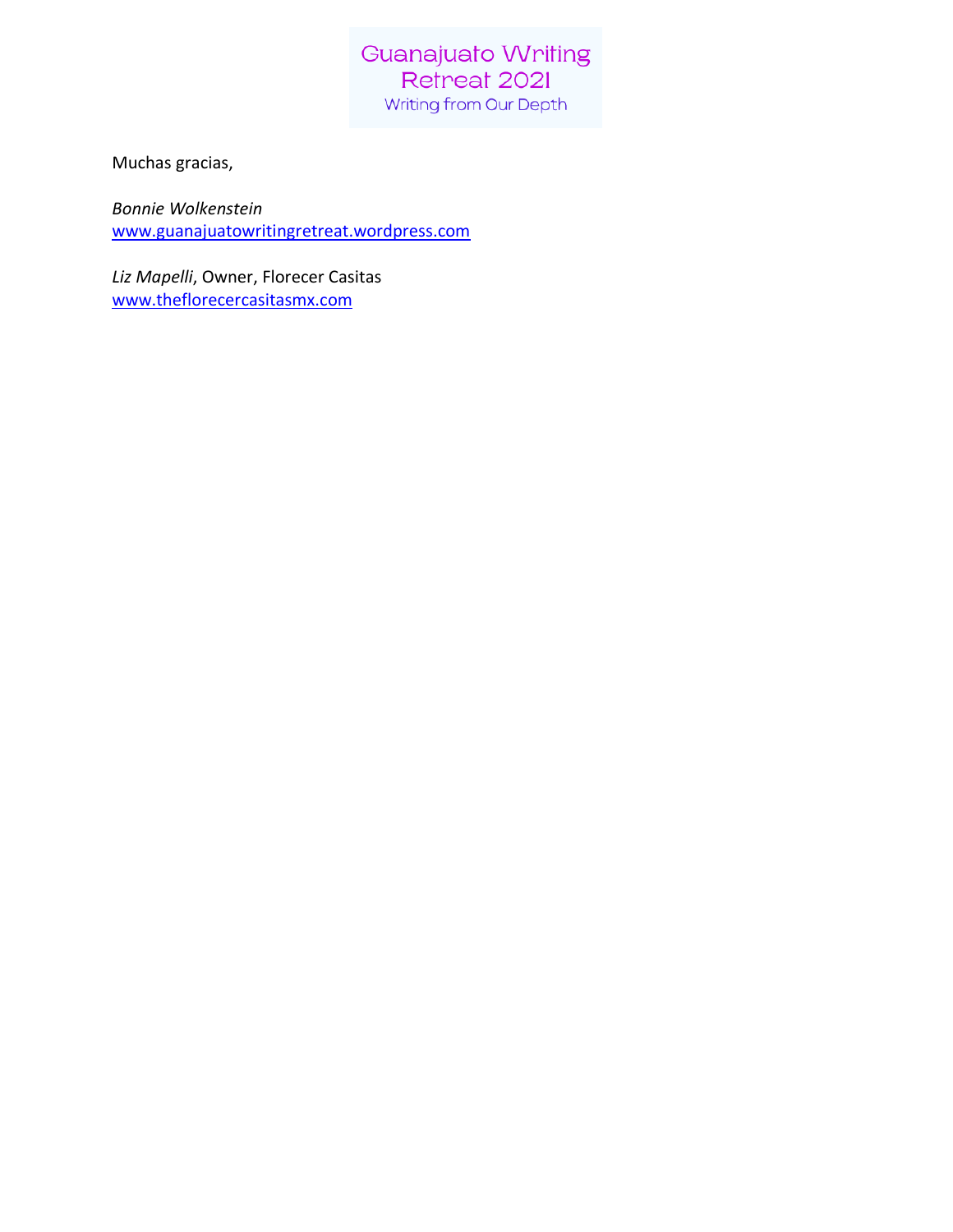Muchas gracias,

*Bonnie Wolkenstein*
[www.guanajuatowritingretreat.wordpress.com](http://www.guanajuatowritingretreat.wordpress.com)

*Liz Mapelli*, Owner, Florecer Casitas
[www.theflorecercasitasmx.com](http://www.theflorecercasitasmx.com)